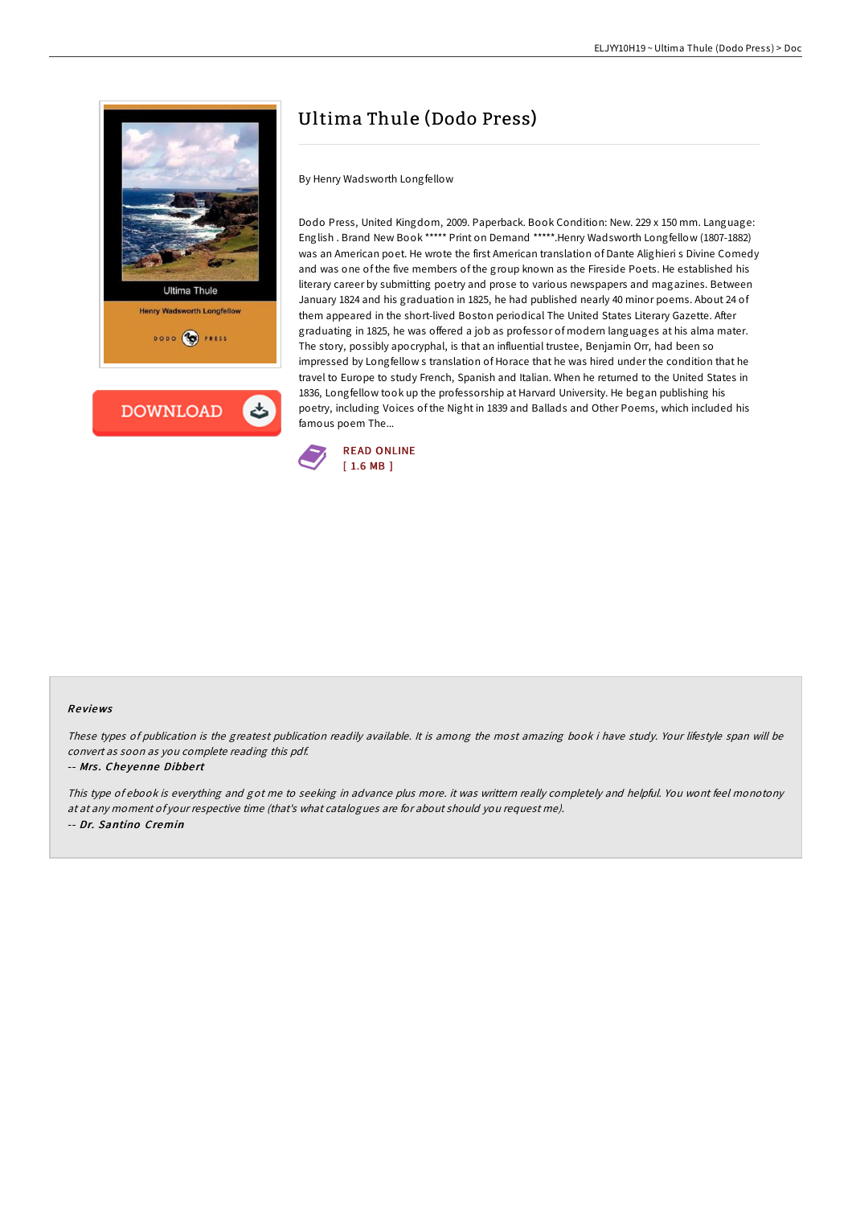# Ultima Thule (Dodo Press)

By Henry Wadsworth Longfellow

Dodo Press, United Kingdom, 2009. Paperback. Book Condition: New. 229 x 150 mm. Language: English . Brand New Book ***** Print on Demand *****.Henry Wadsworth Longfellow (1807-1882) was an American poet. He wrote the first American translation of Dante Alighieri s Divine Comedy and was one of the five members of the group known as the Fireside Poets. He established his literary career by submitting poetry and prose to various newspapers and magazines. Between January 1824 and his graduation in 1825, he had published nearly 40 minor poems. About 24 of them appeared in the short-lived Boston periodical The United States Literary Gazette. After graduating in 1825, he was offered a job as professor of modern languages at his alma mater. The story, possibly apocryphal, is that an influential trustee, Benjamin Orr, had been so impressed by Longfellow s translation of Horace that he was hired under the condition that he travel to Europe to study French, Spanish and Italian. When he returned to the United States in 1836, Longfellow took up the professorship at Harvard University. He began publishing his poetry, including Voices of the Night in 1839 and Ballads and Other Poems, which included his famous poem The...

DOWNLOAD

READ ONLINE
[ 1.6 MB ]

## Reviews

*These types of publication is the greatest publication readily available. It is among the most amazing book i have study. Your lifestyle span will be convert as soon as you complete reading this pdf.*

-- ***Mrs. Cheyenne Dibbert***

*This type of ebook is everything and got me to seeking in advance plus more. it was writtern really completely and helpful. You wont feel monotony at at any moment of your respective time (that's what catalogues are for about should you request me).*

-- ***Dr. Santino Cremin***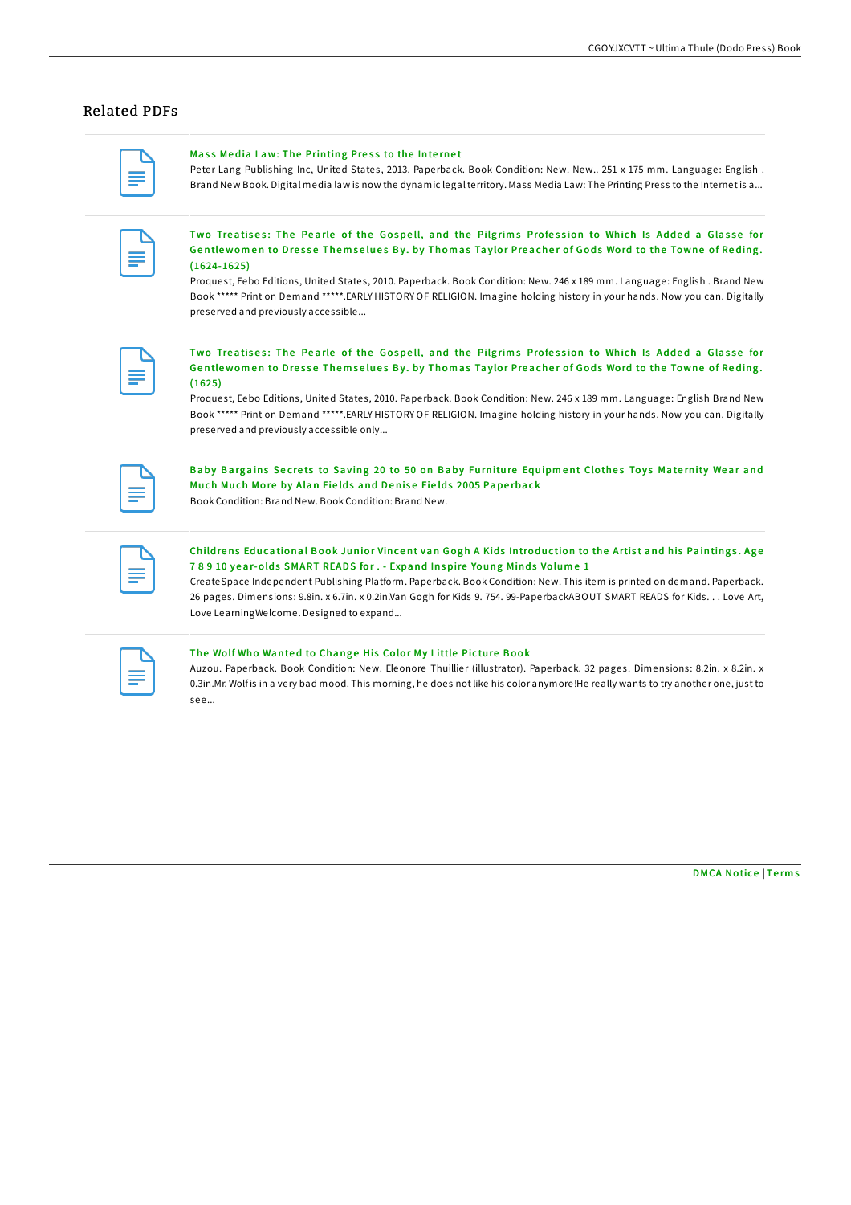## Related PDFs

### Mass Media Law: The Printing Press to the Internet

Peter Lang Publishing Inc, United States, 2013. Paperback. Book Condition: New. New.. 251 x 175 mm. Language: English . Brand New Book. Digital media law is now the dynamic legal territory. Mass Media Law: The Printing Press to the Internet is a...

### Two Treatises: The Pearle of the Gospell, and the Pilgrims Profession to Which Is Added a Glasse for Gentlewomen to Dresse Themselues By. by Thomas Taylor Preacher of Gods Word to the Towne of Reding. (1624-1625)

Proquest, Eebo Editions, United States, 2010. Paperback. Book Condition: New. 246 x 189 mm. Language: English . Brand New Book ***** Print on Demand *****.EARLY HISTORY OF RELIGION. Imagine holding history in your hands. Now you can. Digitally preserved and previously accessible...

### Two Treatises: The Pearle of the Gospell, and the Pilgrims Profession to Which Is Added a Glasse for Gentlewomen to Dresse Themselues By. by Thomas Taylor Preacher of Gods Word to the Towne of Reding. (1625)

Proquest, Eebo Editions, United States, 2010. Paperback. Book Condition: New. 246 x 189 mm. Language: English Brand New Book ***** Print on Demand *****.EARLY HISTORY OF RELIGION. Imagine holding history in your hands. Now you can. Digitally preserved and previously accessible only...

### Baby Bargains Secrets to Saving 20 to 50 on Baby Furniture Equipment Clothes Toys Maternity Wear and Much Much More by Alan Fields and Denise Fields 2005 Paperback

Book Condition: Brand New. Book Condition: Brand New.

### Childrens Educational Book Junior Vincent van Gogh A Kids Introduction to the Artist and his Paintings. Age 7 8 9 10 year-olds SMART READS for . - Expand Inspire Young Minds Volume 1

CreateSpace Independent Publishing Platform. Paperback. Book Condition: New. This item is printed on demand. Paperback. 26 pages. Dimensions: 9.8in. x 6.7in. x 0.2in.Van Gogh for Kids 9. 754. 99-PaperbackABOUT SMART READS for Kids. . . Love Art, Love LearningWelcome. Designed to expand...

### The Wolf Who Wanted to Change His Color My Little Picture Book

Auzou. Paperback. Book Condition: New. Eleonore Thuillier (illustrator). Paperback. 32 pages. Dimensions: 8.2in. x 8.2in. x 0.3in.Mr. Wolf is in a very bad mood. This morning, he does not like his color anymore!He really wants to try another one, just to see...